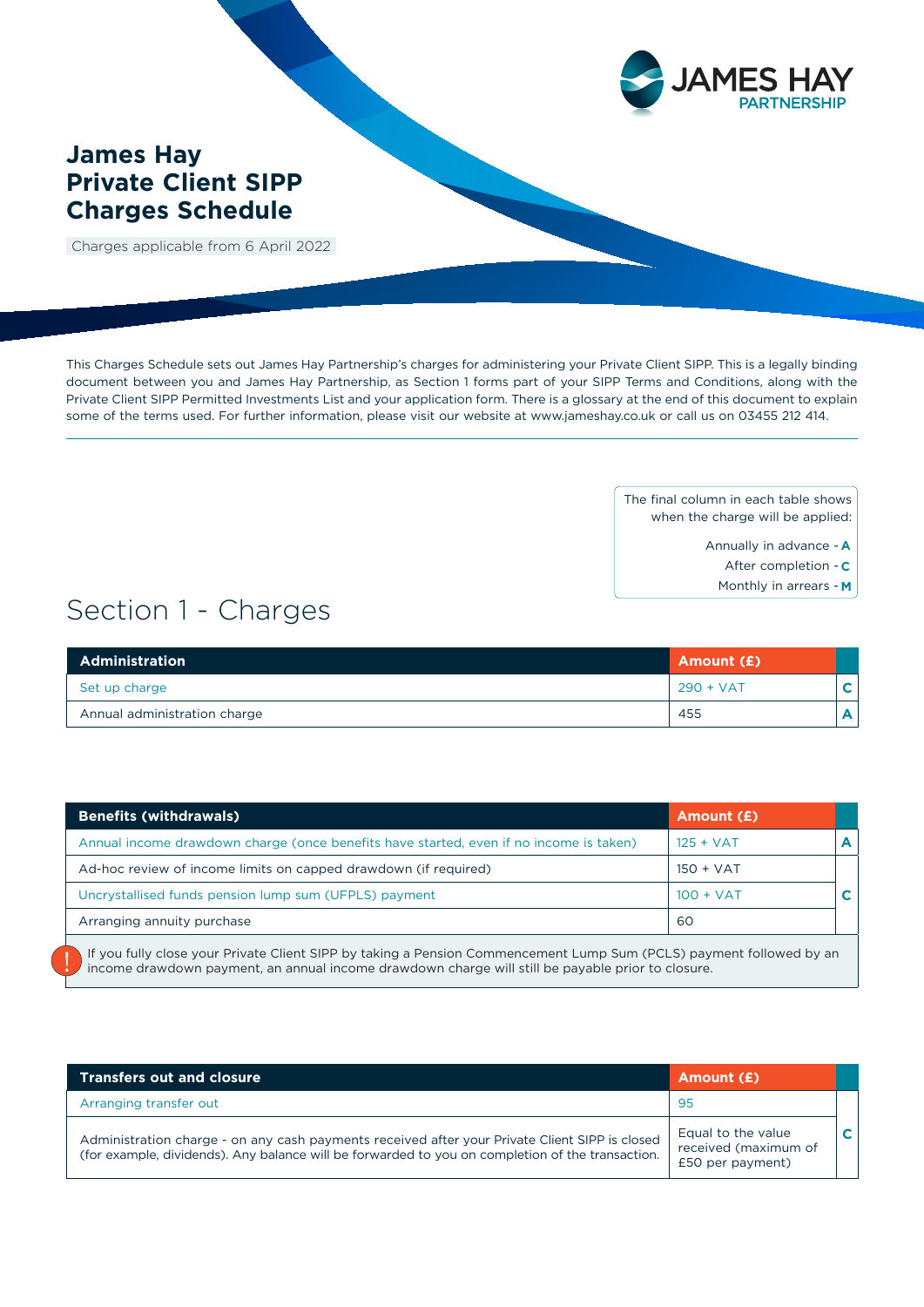# James Hay Private Client SIPP Charges Schedule

Charges applicable from 6 April 2022

This Charges Schedule sets out James Hay Partnership's charges for administering your Private Client SIPP. This is a legally binding document between you and James Hay Partnership, as Section 1 forms part of your SIPP Terms and Conditions, along with the Private Client SIPP Permitted Investments List and your application form. There is a glossary at the end of this document to explain some of the terms used. For further information, please visit our website at www.jameshay.co.uk or call us on 03455 212 414.

The final column in each table shows when the charge will be applied:

Annually in advance - **A**
After completion - **C**
Monthly in arrears - **M**

## Section 1 - Charges

| Administration | Amount (£) | |
|---|---|---|
| Set up charge | 290 + VAT | C |
| Annual administration charge | 455 | A |

| Benefits (withdrawals) | Amount (£) | |
|---|---|---|
| Annual income drawdown charge (once benefits have started, even if no income is taken) | 125 + VAT | A |
| Ad-hoc review of income limits on capped drawdown (if required) | 150 + VAT | C |
| Uncrystallised funds pension lump sum (UFPLS) payment | 100 + VAT | C |
| Arranging annuity purchase | 60 | C |

! If you fully close your Private Client SIPP by taking a Pension Commencement Lump Sum (PCLS) payment followed by an income drawdown payment, an annual income drawdown charge will still be payable prior to closure.

| Transfers out and closure | Amount (£) | |
|---|---|---|
| Arranging transfer out | 95 | C |
| Administration charge - on any cash payments received after your Private Client SIPP is closed (for example, dividends). Any balance will be forwarded to you on completion of the transaction. | Equal to the value received (maximum of £50 per payment) | C |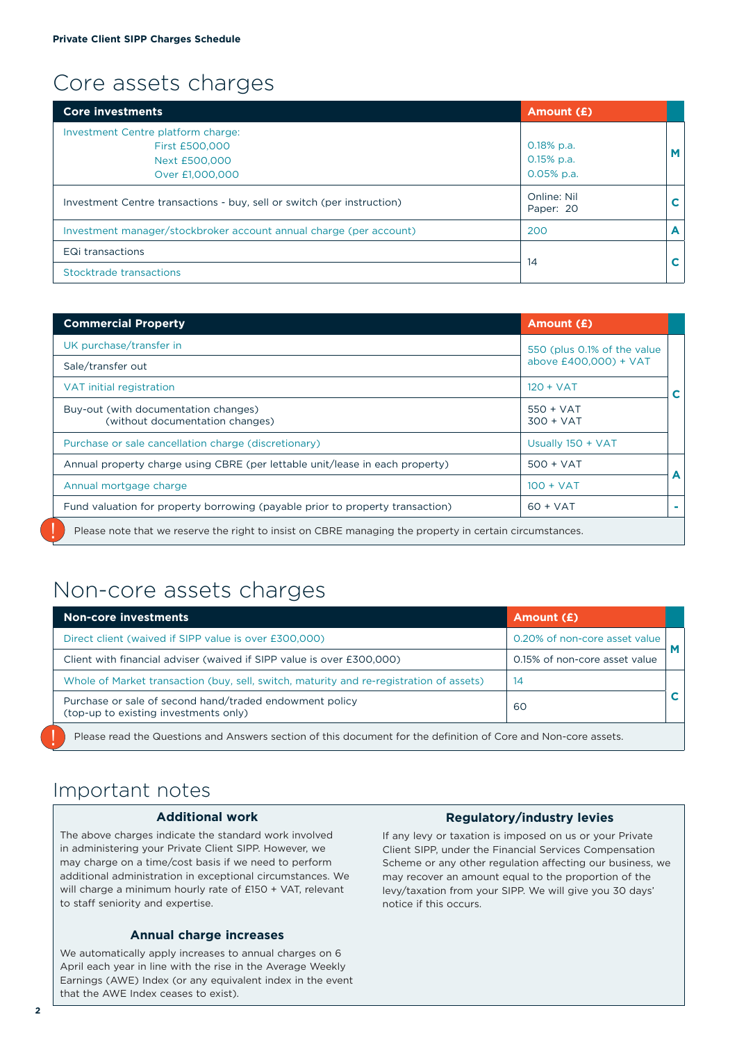# Core assets charges

| Core investments | Amount (£) | |
|---|---|---|
| Investment Centre platform charge:<br>First £500,000<br>Next £500,000<br>Over £1,000,000 | 0.18% p.a.<br>0.15% p.a.<br>0.05% p.a. | M |
| Investment Centre transactions - buy, sell or switch (per instruction) | Online: Nil<br>Paper: 20 | C |
| Investment manager/stockbroker account annual charge (per account) | 200 | A |
| EQi transactions | 14 | C |
| Stocktrade transactions | | |

| Commercial Property | Amount (£) | |
|---|---|---|
| UK purchase/transfer in | 550 (plus 0.1% of the value above £400,000) + VAT | C |
| Sale/transfer out | | |
| VAT initial registration | 120 + VAT | |
| Buy-out (with documentation changes)<br>(without documentation changes) | 550 + VAT<br>300 + VAT | |
| Purchase or sale cancellation charge (discretionary) | Usually 150 + VAT | |
| Annual property charge using CBRE (per lettable unit/lease in each property) | 500 + VAT | A |
| Annual mortgage charge | 100 + VAT | |
| Fund valuation for property borrowing (payable prior to property transaction) | 60 + VAT | - |

! Please note that we reserve the right to insist on CBRE managing the property in certain circumstances.

# Non-core assets charges

| Non-core investments | Amount (£) | |
|---|---|---|
| Direct client (waived if SIPP value is over £300,000) | 0.20% of non-core asset value | M |
| Client with financial adviser (waived if SIPP value is over £300,000) | 0.15% of non-core asset value | |
| Whole of Market transaction (buy, sell, switch, maturity and re-registration of assets) | 14 | C |
| Purchase or sale of second hand/traded endowment policy<br>(top-up to existing investments only) | 60 | |

! Please read the Questions and Answers section of this document for the definition of Core and Non-core assets.

# Important notes

### Additional work

The above charges indicate the standard work involved in administering your Private Client SIPP. However, we may charge on a time/cost basis if we need to perform additional administration in exceptional circumstances. We will charge a minimum hourly rate of £150 + VAT, relevant to staff seniority and expertise.

### Annual charge increases

We automatically apply increases to annual charges on 6 April each year in line with the rise in the Average Weekly Earnings (AWE) Index (or any equivalent index in the event that the AWE Index ceases to exist).

### Regulatory/industry levies

If any levy or taxation is imposed on us or your Private Client SIPP, under the Financial Services Compensation Scheme or any other regulation affecting our business, we may recover an amount equal to the proportion of the levy/taxation from your SIPP. We will give you 30 days' notice if this occurs.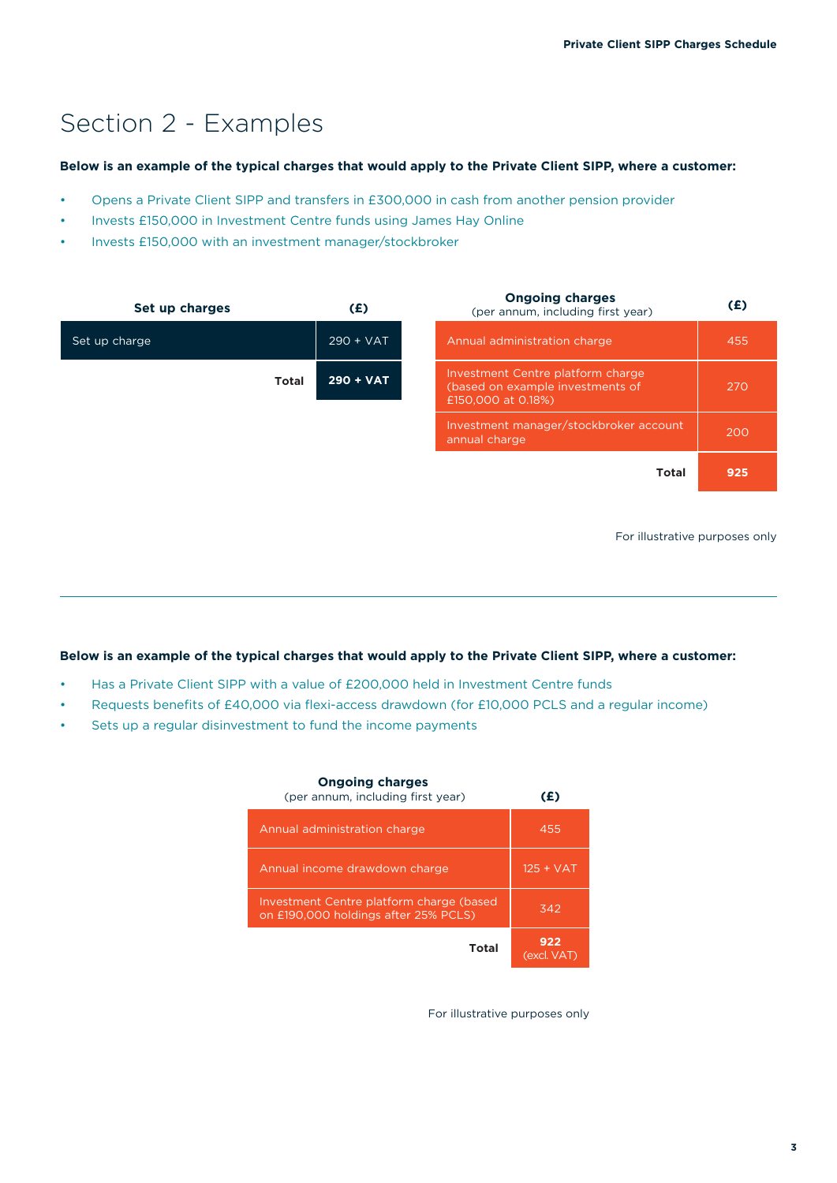# Section 2 - Examples

**Below is an example of the typical charges that would apply to the Private Client SIPP, where a customer:**

- Opens a Private Client SIPP and transfers in £300,000 in cash from another pension provider
- Invests £150,000 in Investment Centre funds using James Hay Online
- Invests £150,000 with an investment manager/stockbroker

| Set up charges | (£) |
|---|---|
| Set up charge | 290 + VAT |
| **Total** | **290 + VAT** |

| Ongoing charges (per annum, including first year) | (£) |
|---|---|
| Annual administration charge | 455 |
| Investment Centre platform charge (based on example investments of £150,000 at 0.18%) | 270 |
| Investment manager/stockbroker account annual charge | 200 |
| **Total** | **925** |

For illustrative purposes only

---

**Below is an example of the typical charges that would apply to the Private Client SIPP, where a customer:**

- Has a Private Client SIPP with a value of £200,000 held in Investment Centre funds
- Requests benefits of £40,000 via flexi-access drawdown (for £10,000 PCLS and a regular income)
- Sets up a regular disinvestment to fund the income payments

| Ongoing charges (per annum, including first year) | (£) |
|---|---|
| Annual administration charge | 455 |
| Annual income drawdown charge | 125 + VAT |
| Investment Centre platform charge (based on £190,000 holdings after 25% PCLS) | 342 |
| **Total** | **922** (excl. VAT) |

For illustrative purposes only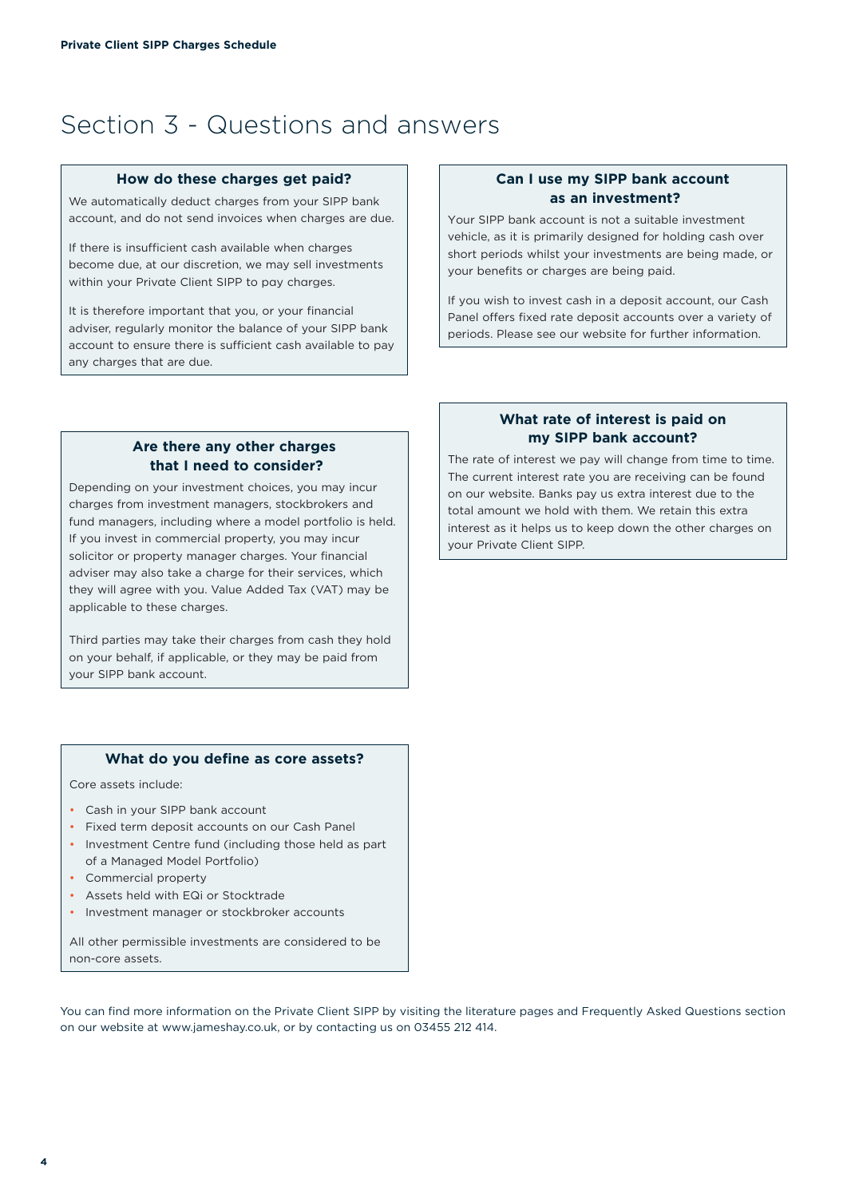# Section 3 - Questions and answers

### How do these charges get paid?

We automatically deduct charges from your SIPP bank account, and do not send invoices when charges are due.

If there is insufficient cash available when charges become due, at our discretion, we may sell investments within your Private Client SIPP to pay charges.

It is therefore important that you, or your financial adviser, regularly monitor the balance of your SIPP bank account to ensure there is sufficient cash available to pay any charges that are due.

### Are there any other charges that I need to consider?

Depending on your investment choices, you may incur charges from investment managers, stockbrokers and fund managers, including where a model portfolio is held. If you invest in commercial property, you may incur solicitor or property manager charges. Your financial adviser may also take a charge for their services, which they will agree with you. Value Added Tax (VAT) may be applicable to these charges.

Third parties may take their charges from cash they hold on your behalf, if applicable, or they may be paid from your SIPP bank account.

### What do you define as core assets?

Core assets include:

- Cash in your SIPP bank account
- Fixed term deposit accounts on our Cash Panel
- Investment Centre fund (including those held as part of a Managed Model Portfolio)
- Commercial property
- Assets held with EQi or Stocktrade
- Investment manager or stockbroker accounts

All other permissible investments are considered to be non-core assets.

### Can I use my SIPP bank account as an investment?

Your SIPP bank account is not a suitable investment vehicle, as it is primarily designed for holding cash over short periods whilst your investments are being made, or your benefits or charges are being paid.

If you wish to invest cash in a deposit account, our Cash Panel offers fixed rate deposit accounts over a variety of periods. Please see our website for further information.

### What rate of interest is paid on my SIPP bank account?

The rate of interest we pay will change from time to time. The current interest rate you are receiving can be found on our website. Banks pay us extra interest due to the total amount we hold with them. We retain this extra interest as it helps us to keep down the other charges on your Private Client SIPP.

You can find more information on the Private Client SIPP by visiting the literature pages and Frequently Asked Questions section on our website at www.jameshay.co.uk, or by contacting us on 03455 212 414.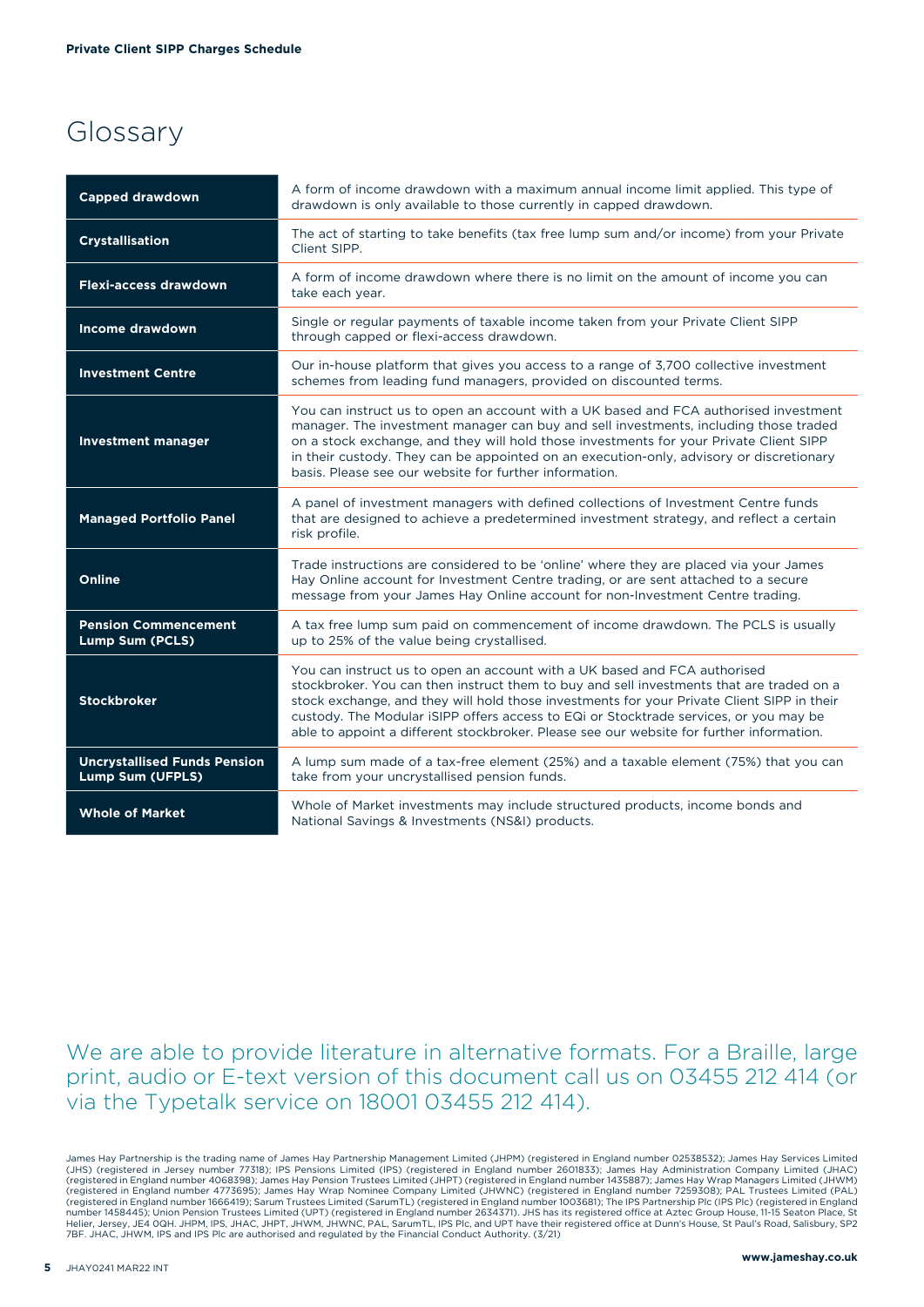# Glossary

| | |
|---|---|
| **Capped drawdown** | A form of income drawdown with a maximum annual income limit applied. This type of drawdown is only available to those currently in capped drawdown. |
| **Crystallisation** | The act of starting to take benefits (tax free lump sum and/or income) from your Private Client SIPP. |
| **Flexi-access drawdown** | A form of income drawdown where there is no limit on the amount of income you can take each year. |
| **Income drawdown** | Single or regular payments of taxable income taken from your Private Client SIPP through capped or flexi-access drawdown. |
| **Investment Centre** | Our in-house platform that gives you access to a range of 3,700 collective investment schemes from leading fund managers, provided on discounted terms. |
| **Investment manager** | You can instruct us to open an account with a UK based and FCA authorised investment manager. The investment manager can buy and sell investments, including those traded on a stock exchange, and they will hold those investments for your Private Client SIPP in their custody. They can be appointed on an execution-only, advisory or discretionary basis. Please see our website for further information. |
| **Managed Portfolio Panel** | A panel of investment managers with defined collections of Investment Centre funds that are designed to achieve a predetermined investment strategy, and reflect a certain risk profile. |
| **Online** | Trade instructions are considered to be 'online' where they are placed via your James Hay Online account for Investment Centre trading, or are sent attached to a secure message from your James Hay Online account for non-Investment Centre trading. |
| **Pension Commencement Lump Sum (PCLS)** | A tax free lump sum paid on commencement of income drawdown. The PCLS is usually up to 25% of the value being crystallised. |
| **Stockbroker** | You can instruct us to open an account with a UK based and FCA authorised stockbroker. You can then instruct them to buy and sell investments that are traded on a stock exchange, and they will hold those investments for your Private Client SIPP in their custody. The Modular iSIPP offers access to EQi or Stocktrade services, or you may be able to appoint a different stockbroker. Please see our website for further information. |
| **Uncrystallised Funds Pension Lump Sum (UFPLS)** | A lump sum made of a tax-free element (25%) and a taxable element (75%) that you can take from your uncrystallised pension funds. |
| **Whole of Market** | Whole of Market investments may include structured products, income bonds and National Savings & Investments (NS&I) products. |

We are able to provide literature in alternative formats. For a Braille, large print, audio or E-text version of this document call us on 03455 212 414 (or via the Typetalk service on 18001 03455 212 414).

James Hay Partnership is the trading name of James Hay Partnership Management Limited (JHPM) (registered in England number 02538532); James Hay Services Limited (JHS) (registered in Jersey number 77318); IPS Pensions Limited (IPS) (registered in England number 2601833); James Hay Administration Company Limited (JHAC) (registered in England number 4068398); James Hay Pension Trustees Limited (JHPT) (registered in England number 1435887); James Hay Wrap Managers Limited (JHWM) (registered in England number 4773695); James Hay Wrap Nominee Company Limited (JHWNC) (registered in England number 7259308); PAL Trustees Limited (PAL) (registered in England number 1666419); Sarum Trustees Limited (SarumTL) (registered in England number 1003681); The IPS Partnership Plc (IPS Plc) (registered in England number 1458445); Union Pension Trustees Limited (UPT) (registered in England number 2634371). JHS has its registered office at Aztec Group House, 11-15 Seaton Place, St Helier, Jersey, JE4 0QH. JHPM, IPS, JHAC, JHPT, JHWM, JHWNC, PAL, SarumTL, IPS Plc, and UPT have their registered office at Dunn's House, St Paul's Road, Salisbury, SP2 7BF. JHAC, JHWM, IPS and IPS Plc are authorised and regulated by the Financial Conduct Authority. (3/21)

JHAY0241 MAR22 INT

www.jameshay.co.uk